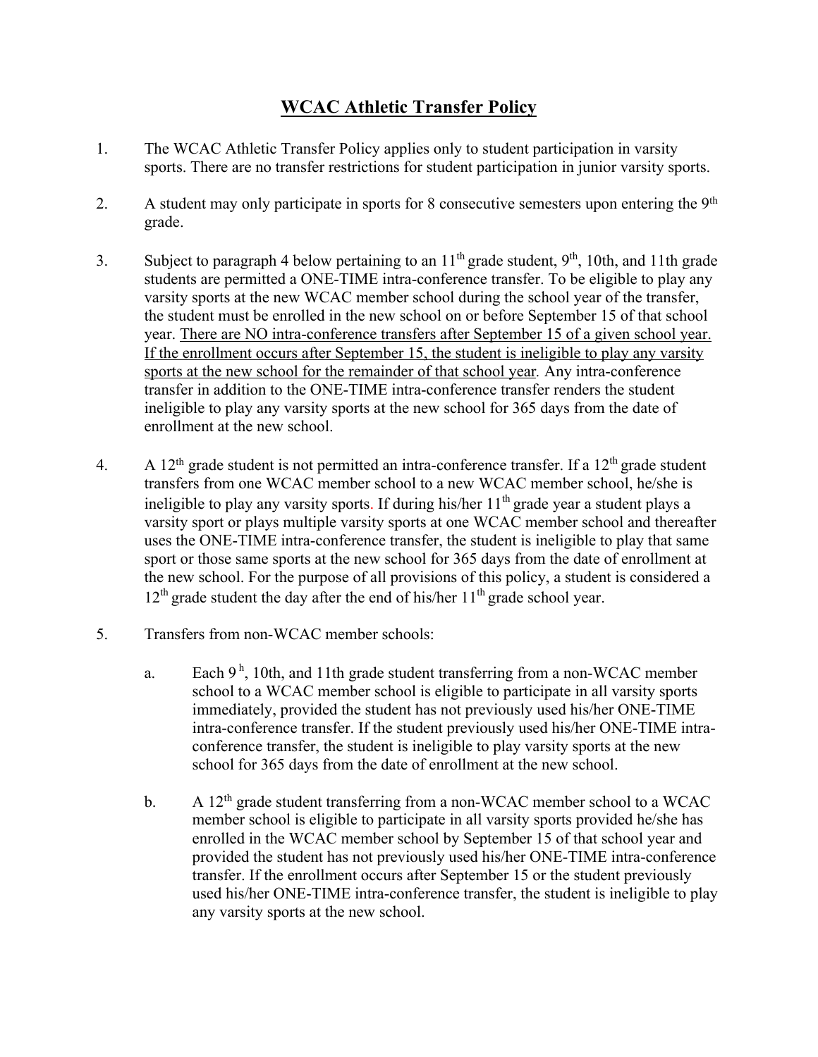# WCAC Athletic Transfer Policy

1. The WCAC Athletic Transfer Policy applies only to student participation in varsity sports. There are no transfer restrictions for student participation in junior varsity sports.

2. A student may only participate in sports for 8 consecutive semesters upon entering the 9th grade.

3. Subject to paragraph 4 below pertaining to an 11th grade student, 9th, 10th, and 11th grade students are permitted a ONE-TIME intra-conference transfer. To be eligible to play any varsity sports at the new WCAC member school during the school year of the transfer, the student must be enrolled in the new school on or before September 15 of that school year. <u>There are NO intra-conference transfers after September 15 of a given school year. If the enrollment occurs after September 15, the student is ineligible to play any varsity sports at the new school for the remainder of that school year</u>. Any intra-conference transfer in addition to the ONE-TIME intra-conference transfer renders the student ineligible to play any varsity sports at the new school for 365 days from the date of enrollment at the new school.

4. A 12th grade student is not permitted an intra-conference transfer. If a 12th grade student transfers from one WCAC member school to a new WCAC member school, he/she is ineligible to play any varsity sports. If during his/her 11th grade year a student plays a varsity sport or plays multiple varsity sports at one WCAC member school and thereafter uses the ONE-TIME intra-conference transfer, the student is ineligible to play that same sport or those same sports at the new school for 365 days from the date of enrollment at the new school. For the purpose of all provisions of this policy, a student is considered a 12th grade student the day after the end of his/her 11th grade school year.

5. Transfers from non-WCAC member schools:

   a. Each 9h, 10th, and 11th grade student transferring from a non-WCAC member school to a WCAC member school is eligible to participate in all varsity sports immediately, provided the student has not previously used his/her ONE-TIME intra-conference transfer. If the student previously used his/her ONE-TIME intra-conference transfer, the student is ineligible to play varsity sports at the new school for 365 days from the date of enrollment at the new school.

   b. A 12th grade student transferring from a non-WCAC member school to a WCAC member school is eligible to participate in all varsity sports provided he/she has enrolled in the WCAC member school by September 15 of that school year and provided the student has not previously used his/her ONE-TIME intra-conference transfer. If the enrollment occurs after September 15 or the student previously used his/her ONE-TIME intra-conference transfer, the student is ineligible to play any varsity sports at the new school.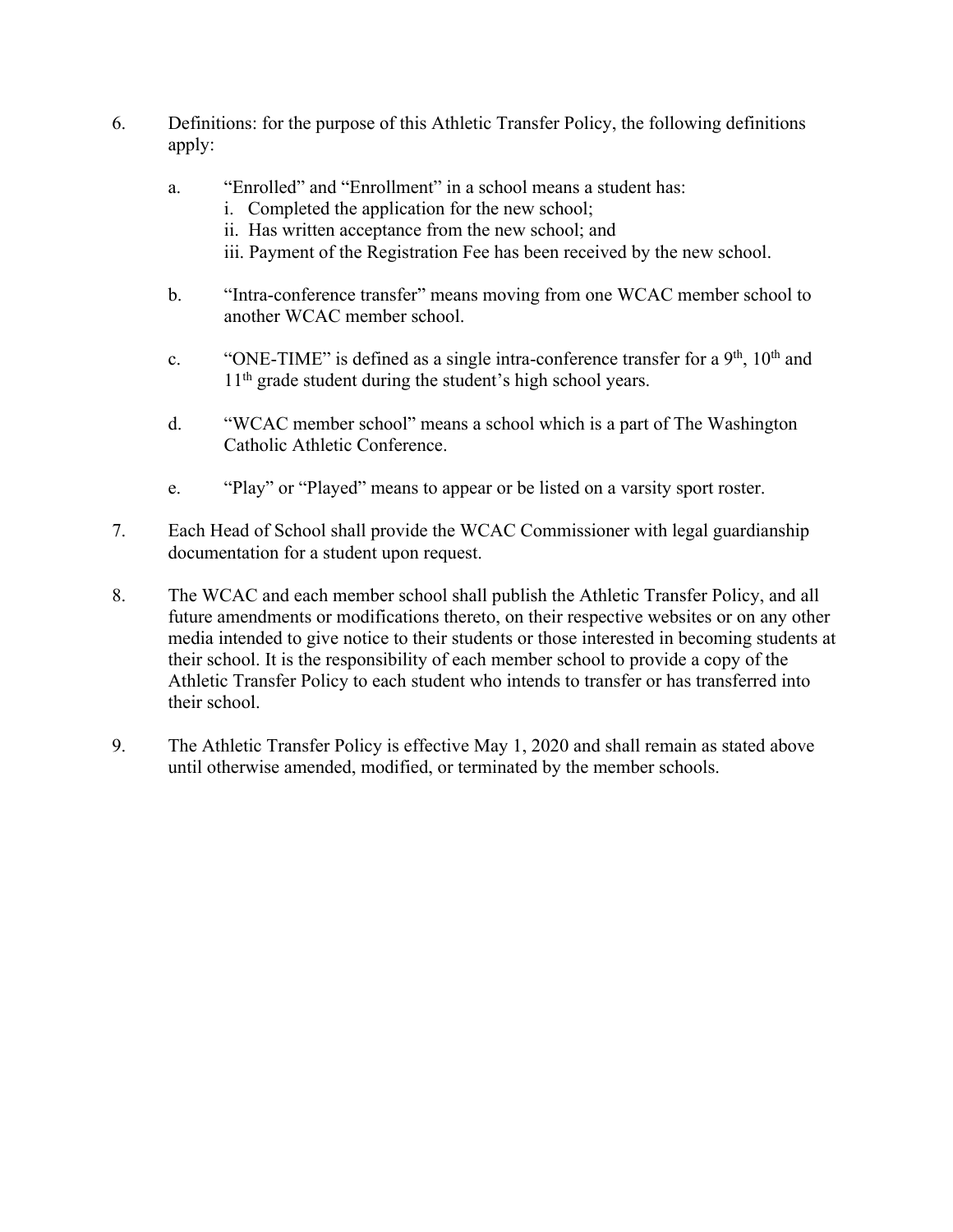6. Definitions: for the purpose of this Athletic Transfer Policy, the following definitions apply:

   a. "Enrolled" and "Enrollment" in a school means a student has:
      i. Completed the application for the new school;
      ii. Has written acceptance from the new school; and
      iii. Payment of the Registration Fee has been received by the new school.

   b. "Intra-conference transfer" means moving from one WCAC member school to another WCAC member school.

   c. "ONE-TIME" is defined as a single intra-conference transfer for a 9th, 10th and 11th grade student during the student's high school years.

   d. "WCAC member school" means a school which is a part of The Washington Catholic Athletic Conference.

   e. "Play" or "Played" means to appear or be listed on a varsity sport roster.

7. Each Head of School shall provide the WCAC Commissioner with legal guardianship documentation for a student upon request.

8. The WCAC and each member school shall publish the Athletic Transfer Policy, and all future amendments or modifications thereto, on their respective websites or on any other media intended to give notice to their students or those interested in becoming students at their school. It is the responsibility of each member school to provide a copy of the Athletic Transfer Policy to each student who intends to transfer or has transferred into their school.

9. The Athletic Transfer Policy is effective May 1, 2020 and shall remain as stated above until otherwise amended, modified, or terminated by the member schools.